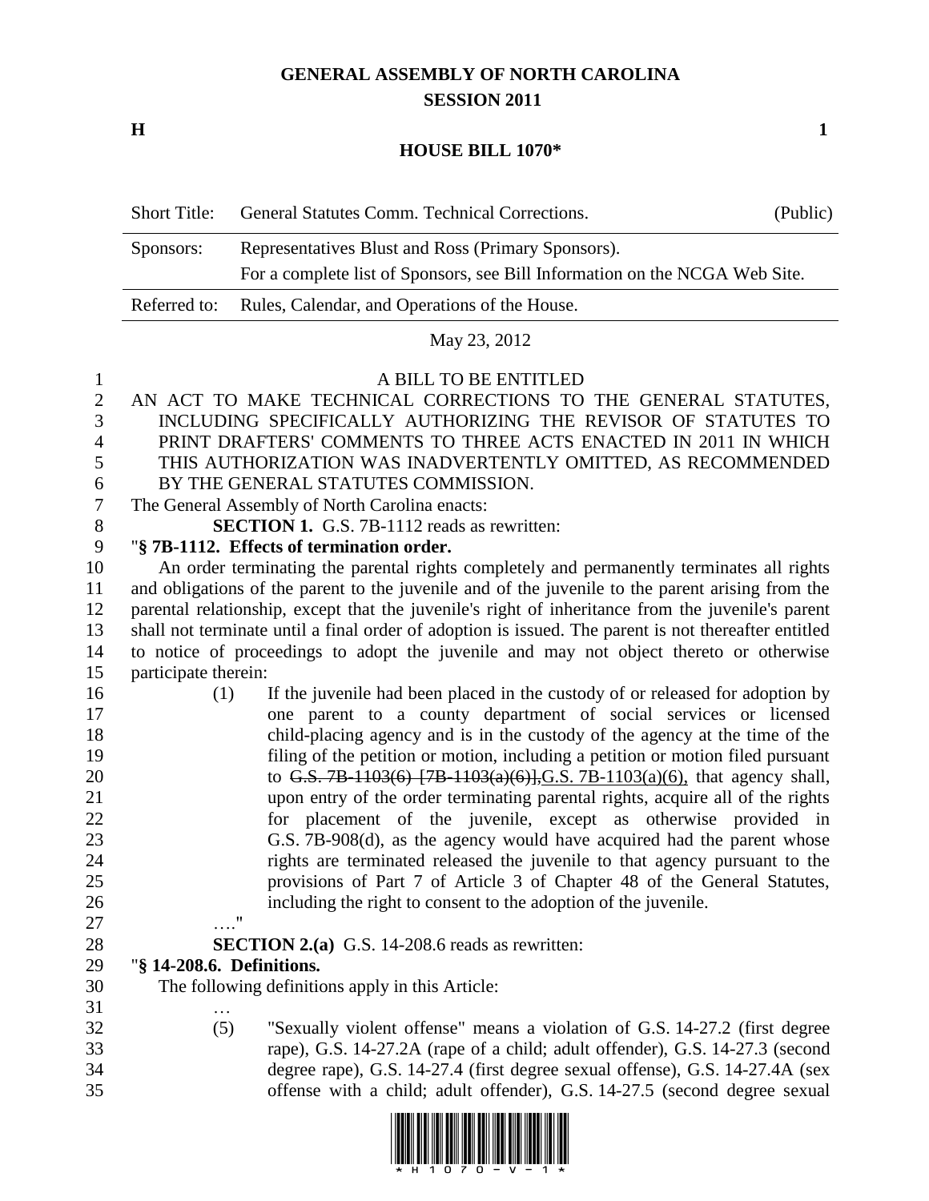# GENERAL ASSEMBLY OF NORTH CAROLINA
## SESSION 2011

**H** **1**

## HOUSE BILL 1070*

| Short Title: | General Statutes Comm. Technical Corrections. | (Public) |
|---|---|---|
| Sponsors: | Representatives Blust and Ross (Primary Sponsors). For a complete list of Sponsors, see Bill Information on the NCGA Web Site. | |
| Referred to: | Rules, Calendar, and Operations of the House. | |

May 23, 2012

A BILL TO BE ENTITLED

AN ACT TO MAKE TECHNICAL CORRECTIONS TO THE GENERAL STATUTES, INCLUDING SPECIFICALLY AUTHORIZING THE REVISOR OF STATUTES TO PRINT DRAFTERS' COMMENTS TO THREE ACTS ENACTED IN 2011 IN WHICH THIS AUTHORIZATION WAS INADVERTENTLY OMITTED, AS RECOMMENDED BY THE GENERAL STATUTES COMMISSION.

The General Assembly of North Carolina enacts:

**SECTION 1.** G.S. 7B-1112 reads as rewritten:

"**§ 7B-1112. Effects of termination order.**

An order terminating the parental rights completely and permanently terminates all rights and obligations of the parent to the juvenile and of the juvenile to the parent arising from the parental relationship, except that the juvenile's right of inheritance from the juvenile's parent shall not terminate until a final order of adoption is issued. The parent is not thereafter entitled to notice of proceedings to adopt the juvenile and may not object thereto or otherwise participate therein:

(1) If the juvenile had been placed in the custody of or released for adoption by one parent to a county department of social services or licensed child-placing agency and is in the custody of the agency at the time of the filing of the petition or motion, including a petition or motion filed pursuant to ~~G.S. 7B-1103(6) [7B-1103(a)(6)],~~G.S. 7B-1103(a)(6), that agency shall, upon entry of the order terminating parental rights, acquire all of the rights for placement of the juvenile, except as otherwise provided in G.S. 7B-908(d), as the agency would have acquired had the parent whose rights are terminated released the juvenile to that agency pursuant to the provisions of Part 7 of Article 3 of Chapter 48 of the General Statutes, including the right to consent to the adoption of the juvenile.

…."

**SECTION 2.(a)** G.S. 14-208.6 reads as rewritten:

"**§ 14-208.6. Definitions.**

The following definitions apply in this Article:

…

(5) "Sexually violent offense" means a violation of G.S. 14-27.2 (first degree rape), G.S. 14-27.2A (rape of a child; adult offender), G.S. 14-27.3 (second degree rape), G.S. 14-27.4 (first degree sexual offense), G.S. 14-27.4A (sex offense with a child; adult offender), G.S. 14-27.5 (second degree sexual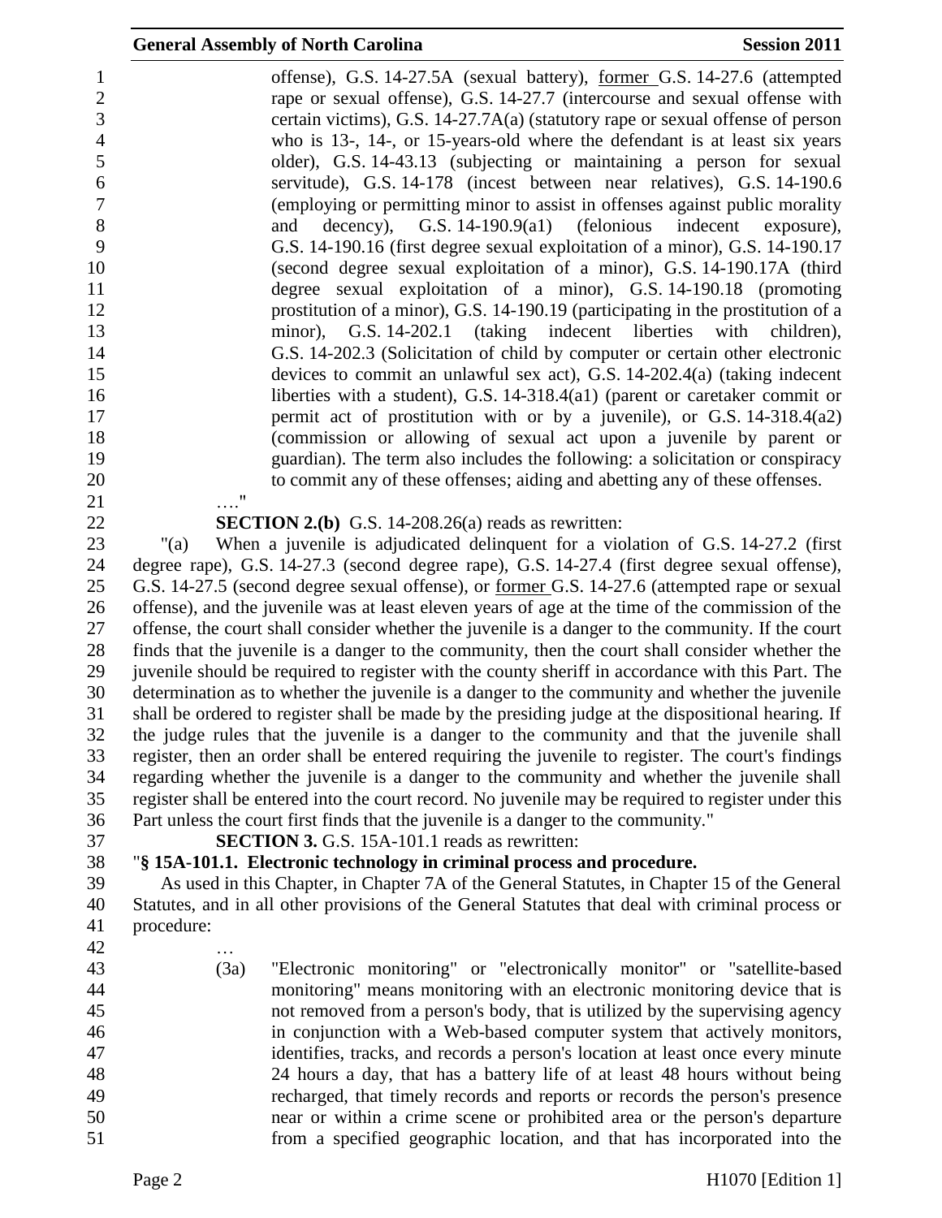offense), G.S. 14-27.5A (sexual battery), former G.S. 14-27.6 (attempted rape or sexual offense), G.S. 14-27.7 (intercourse and sexual offense with certain victims), G.S. 14-27.7A(a) (statutory rape or sexual offense of person who is 13-, 14-, or 15-years-old where the defendant is at least six years older), G.S. 14-43.13 (subjecting or maintaining a person for sexual servitude), G.S. 14-178 (incest between near relatives), G.S. 14-190.6 (employing or permitting minor to assist in offenses against public morality and decency), G.S. 14-190.9(a1) (felonious indecent exposure), G.S. 14-190.16 (first degree sexual exploitation of a minor), G.S. 14-190.17 (second degree sexual exploitation of a minor), G.S. 14-190.17A (third degree sexual exploitation of a minor), G.S. 14-190.18 (promoting prostitution of a minor), G.S. 14-190.19 (participating in the prostitution of a minor), G.S. 14-202.1 (taking indecent liberties with children), G.S. 14-202.3 (Solicitation of child by computer or certain other electronic devices to commit an unlawful sex act), G.S. 14-202.4(a) (taking indecent liberties with a student), G.S. 14-318.4(a1) (parent or caretaker commit or permit act of prostitution with or by a juvenile), or G.S. 14-318.4(a2) (commission or allowing of sexual act upon a juvenile by parent or guardian). The term also includes the following: a solicitation or conspiracy to commit any of these offenses; aiding and abetting any of these offenses.

…."

**SECTION 2.(b)** G.S. 14-208.26(a) reads as rewritten:

"(a) When a juvenile is adjudicated delinquent for a violation of G.S. 14-27.2 (first degree rape), G.S. 14-27.3 (second degree rape), G.S. 14-27.4 (first degree sexual offense), G.S. 14-27.5 (second degree sexual offense), or former G.S. 14-27.6 (attempted rape or sexual offense), and the juvenile was at least eleven years of age at the time of the commission of the offense, the court shall consider whether the juvenile is a danger to the community. If the court finds that the juvenile is a danger to the community, then the court shall consider whether the juvenile should be required to register with the county sheriff in accordance with this Part. The determination as to whether the juvenile is a danger to the community and whether the juvenile shall be ordered to register shall be made by the presiding judge at the dispositional hearing. If the judge rules that the juvenile is a danger to the community and that the juvenile shall register, then an order shall be entered requiring the juvenile to register. The court's findings regarding whether the juvenile is a danger to the community and whether the juvenile shall register shall be entered into the court record. No juvenile may be required to register under this Part unless the court first finds that the juvenile is a danger to the community."

**SECTION 3.** G.S. 15A-101.1 reads as rewritten:

"**§ 15A-101.1. Electronic technology in criminal process and procedure.**

As used in this Chapter, in Chapter 7A of the General Statutes, in Chapter 15 of the General Statutes, and in all other provisions of the General Statutes that deal with criminal process or procedure:

…

(3a) "Electronic monitoring" or "electronically monitor" or "satellite-based monitoring" means monitoring with an electronic monitoring device that is not removed from a person's body, that is utilized by the supervising agency in conjunction with a Web-based computer system that actively monitors, identifies, tracks, and records a person's location at least once every minute 24 hours a day, that has a battery life of at least 48 hours without being recharged, that timely records and reports or records the person's presence near or within a crime scene or prohibited area or the person's departure from a specified geographic location, and that has incorporated into the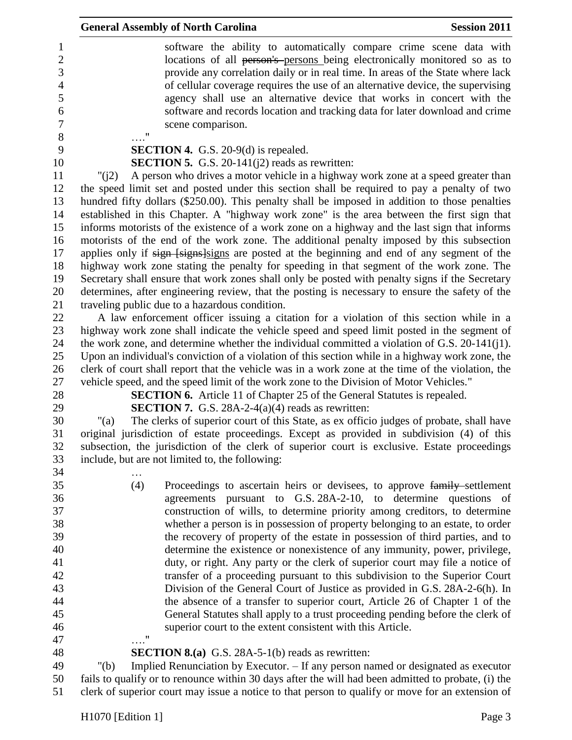software the ability to automatically compare crime scene data with locations of all ~~person's~~ persons being electronically monitored so as to provide any correlation daily or in real time. In areas of the State where lack of cellular coverage requires the use of an alternative device, the supervising agency shall use an alternative device that works in concert with the software and records location and tracking data for later download and crime scene comparison.

…."

**SECTION 4.** G.S. 20-9(d) is repealed.

**SECTION 5.** G.S. 20-141(j2) reads as rewritten:

"(j2) A person who drives a motor vehicle in a highway work zone at a speed greater than the speed limit set and posted under this section shall be required to pay a penalty of two hundred fifty dollars ($250.00). This penalty shall be imposed in addition to those penalties established in this Chapter. A "highway work zone" is the area between the first sign that informs motorists of the existence of a work zone on a highway and the last sign that informs motorists of the end of the work zone. The additional penalty imposed by this subsection applies only if ~~sign [signs]~~signs are posted at the beginning and end of any segment of the highway work zone stating the penalty for speeding in that segment of the work zone. The Secretary shall ensure that work zones shall only be posted with penalty signs if the Secretary determines, after engineering review, that the posting is necessary to ensure the safety of the traveling public due to a hazardous condition.

A law enforcement officer issuing a citation for a violation of this section while in a highway work zone shall indicate the vehicle speed and speed limit posted in the segment of the work zone, and determine whether the individual committed a violation of G.S. 20-141(j1). Upon an individual's conviction of a violation of this section while in a highway work zone, the clerk of court shall report that the vehicle was in a work zone at the time of the violation, the vehicle speed, and the speed limit of the work zone to the Division of Motor Vehicles."

**SECTION 6.** Article 11 of Chapter 25 of the General Statutes is repealed.

**SECTION 7.** G.S. 28A-2-4(a)(4) reads as rewritten:

"(a) The clerks of superior court of this State, as ex officio judges of probate, shall have original jurisdiction of estate proceedings. Except as provided in subdivision (4) of this subsection, the jurisdiction of the clerk of superior court is exclusive. Estate proceedings include, but are not limited to, the following:

…

(4) Proceedings to ascertain heirs or devisees, to approve ~~family~~ settlement agreements pursuant to G.S. 28A-2-10, to determine questions of construction of wills, to determine priority among creditors, to determine whether a person is in possession of property belonging to an estate, to order the recovery of property of the estate in possession of third parties, and to determine the existence or nonexistence of any immunity, power, privilege, duty, or right. Any party or the clerk of superior court may file a notice of transfer of a proceeding pursuant to this subdivision to the Superior Court Division of the General Court of Justice as provided in G.S. 28A-2-6(h). In the absence of a transfer to superior court, Article 26 of Chapter 1 of the General Statutes shall apply to a trust proceeding pending before the clerk of superior court to the extent consistent with this Article.

…."

**SECTION 8.(a)** G.S. 28A-5-1(b) reads as rewritten:

"(b) Implied Renunciation by Executor. – If any person named or designated as executor fails to qualify or to renounce within 30 days after the will had been admitted to probate, (i) the clerk of superior court may issue a notice to that person to qualify or move for an extension of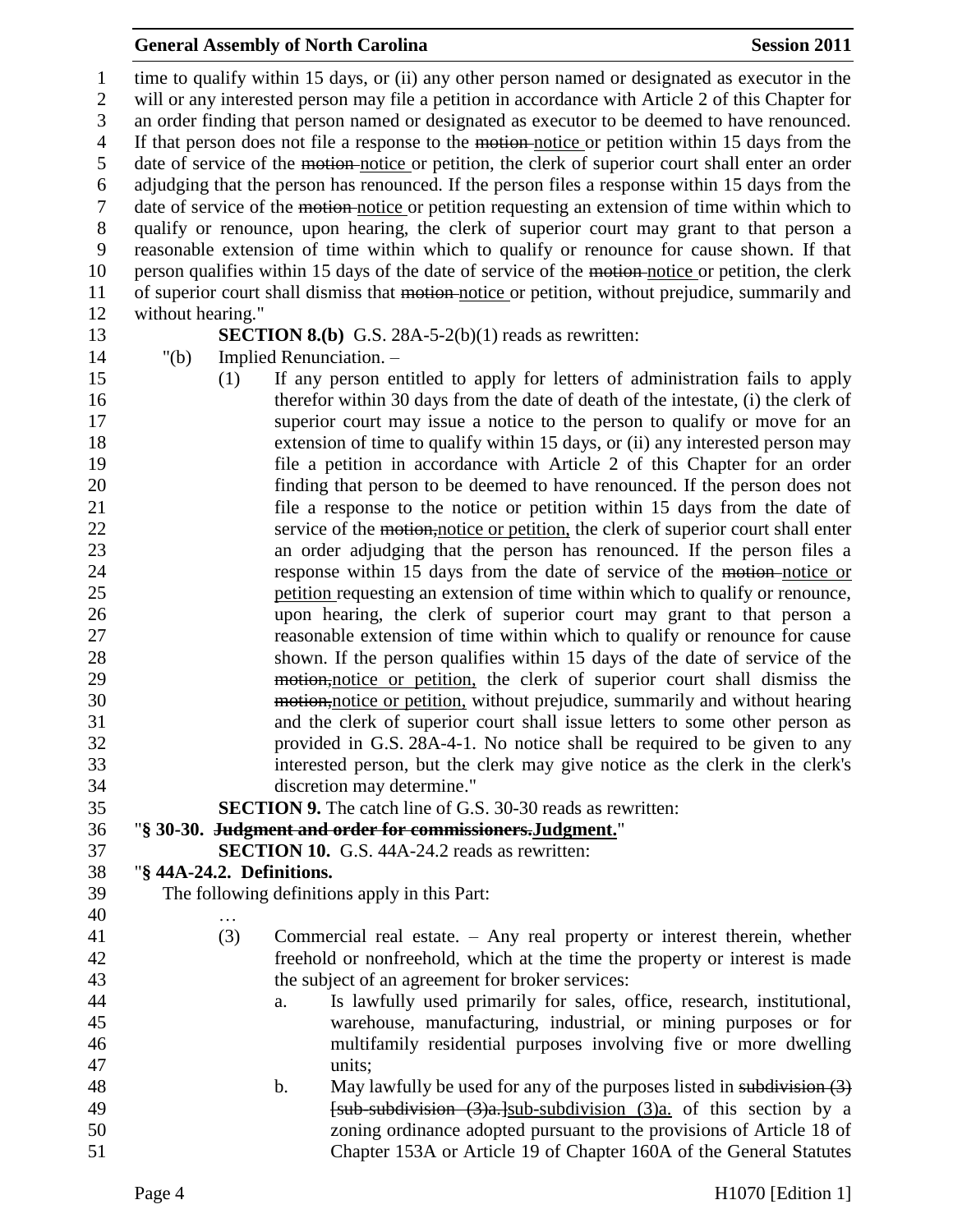time to qualify within 15 days, or (ii) any other person named or designated as executor in the will or any interested person may file a petition in accordance with Article 2 of this Chapter for an order finding that person named or designated as executor to be deemed to have renounced. If that person does not file a response to the ~~motion~~ notice or petition within 15 days from the date of service of the ~~motion~~ notice or petition, the clerk of superior court shall enter an order adjudging that the person has renounced. If the person files a response within 15 days from the date of service of the ~~motion~~ notice or petition requesting an extension of time within which to qualify or renounce, upon hearing, the clerk of superior court may grant to that person a reasonable extension of time within which to qualify or renounce for cause shown. If that person qualifies within 15 days of the date of service of the ~~motion~~ notice or petition, the clerk of superior court shall dismiss that ~~motion~~ notice or petition, without prejudice, summarily and without hearing."

**SECTION 8.(b)** G.S. 28A-5-2(b)(1) reads as rewritten:

"(b) Implied Renunciation. –

(1) If any person entitled to apply for letters of administration fails to apply therefor within 30 days from the date of death of the intestate, (i) the clerk of superior court may issue a notice to the person to qualify or move for an extension of time to qualify within 15 days, or (ii) any interested person may file a petition in accordance with Article 2 of this Chapter for an order finding that person to be deemed to have renounced. If the person does not file a response to the notice or petition within 15 days from the date of service of the ~~motion,~~notice or petition, the clerk of superior court shall enter an order adjudging that the person has renounced. If the person files a response within 15 days from the date of service of the ~~motion~~ notice or petition requesting an extension of time within which to qualify or renounce, upon hearing, the clerk of superior court may grant to that person a reasonable extension of time within which to qualify or renounce for cause shown. If the person qualifies within 15 days of the date of service of the ~~motion,~~notice or petition, the clerk of superior court shall dismiss the ~~motion,~~notice or petition, without prejudice, summarily and without hearing and the clerk of superior court shall issue letters to some other person as provided in G.S. 28A-4-1. No notice shall be required to be given to any interested person, but the clerk may give notice as the clerk in the clerk's discretion may determine."

**SECTION 9.** The catch line of G.S. 30-30 reads as rewritten:

"**§ 30-30. ~~Judgment and order for commissioners.~~Judgment.**"

**SECTION 10.** G.S. 44A-24.2 reads as rewritten:

"**§ 44A-24.2. Definitions.**

The following definitions apply in this Part:

…

(3) Commercial real estate. – Any real property or interest therein, whether freehold or nonfreehold, which at the time the property or interest is made the subject of an agreement for broker services:

a. Is lawfully used primarily for sales, office, research, institutional, warehouse, manufacturing, industrial, or mining purposes or for multifamily residential purposes involving five or more dwelling units;

b. May lawfully be used for any of the purposes listed in ~~subdivision (3)~~ ~~[sub-subdivision (3)a.]~~sub-subdivision (3)a. of this section by a zoning ordinance adopted pursuant to the provisions of Article 18 of Chapter 153A or Article 19 of Chapter 160A of the General Statutes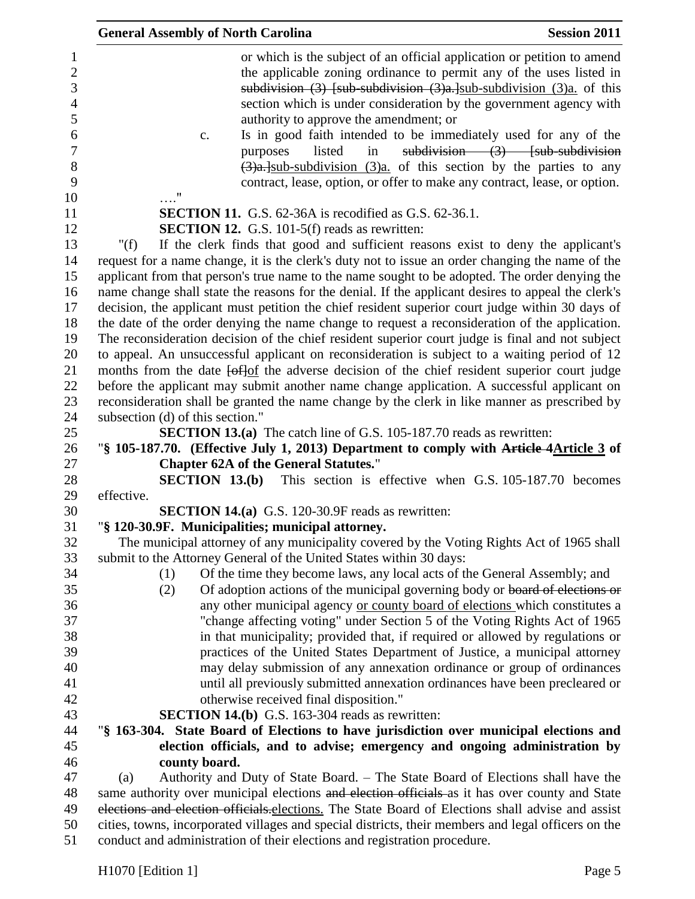or which is the subject of an official application or petition to amend the applicable zoning ordinance to permit any of the uses listed in ~~subdivision (3) [sub-subdivision (3)a.]~~sub-subdivision (3)a. of this section which is under consideration by the government agency with authority to approve the amendment; or

c. Is in good faith intended to be immediately used for any of the purposes listed in ~~subdivision (3) [sub-subdivision (3)a.]~~sub-subdivision (3)a. of this section by the parties to any contract, lease, option, or offer to make any contract, lease, or option.

…."

**SECTION 11.** G.S. 62-36A is recodified as G.S. 62-36.1.

**SECTION 12.** G.S. 101-5(f) reads as rewritten:

"(f) If the clerk finds that good and sufficient reasons exist to deny the applicant's request for a name change, it is the clerk's duty not to issue an order changing the name of the applicant from that person's true name to the name sought to be adopted. The order denying the name change shall state the reasons for the denial. If the applicant desires to appeal the clerk's decision, the applicant must petition the chief resident superior court judge within 30 days of the date of the order denying the name change to request a reconsideration of the application. The reconsideration decision of the chief resident superior court judge is final and not subject to appeal. An unsuccessful applicant on reconsideration is subject to a waiting period of 12 months from the date ~~[of]~~of the adverse decision of the chief resident superior court judge before the applicant may submit another name change application. A successful applicant on reconsideration shall be granted the name change by the clerk in like manner as prescribed by subsection (d) of this section."

**SECTION 13.(a)** The catch line of G.S. 105-187.70 reads as rewritten:

"**§ 105-187.70. (Effective July 1, 2013) Department to comply with ~~Article 4~~Article 3 of Chapter 62A of the General Statutes.**"

**SECTION 13.(b)** This section is effective when G.S. 105-187.70 becomes effective.

**SECTION 14.(a)** G.S. 120-30.9F reads as rewritten:

"**§ 120-30.9F. Municipalities; municipal attorney.**

The municipal attorney of any municipality covered by the Voting Rights Act of 1965 shall submit to the Attorney General of the United States within 30 days:

(1) Of the time they become laws, any local acts of the General Assembly; and

(2) Of adoption actions of the municipal governing body or ~~board of elections or~~ any other municipal agency or county board of elections which constitutes a "change affecting voting" under Section 5 of the Voting Rights Act of 1965 in that municipality; provided that, if required or allowed by regulations or practices of the United States Department of Justice, a municipal attorney may delay submission of any annexation ordinance or group of ordinances until all previously submitted annexation ordinances have been precleared or otherwise received final disposition."

**SECTION 14.(b)** G.S. 163-304 reads as rewritten:

"**§ 163-304. State Board of Elections to have jurisdiction over municipal elections and election officials, and to advise; emergency and ongoing administration by county board.**

(a) Authority and Duty of State Board. – The State Board of Elections shall have the same authority over municipal elections ~~and election officials~~ as it has over county and State ~~elections and election officials.~~elections. The State Board of Elections shall advise and assist cities, towns, incorporated villages and special districts, their members and legal officers on the conduct and administration of their elections and registration procedure.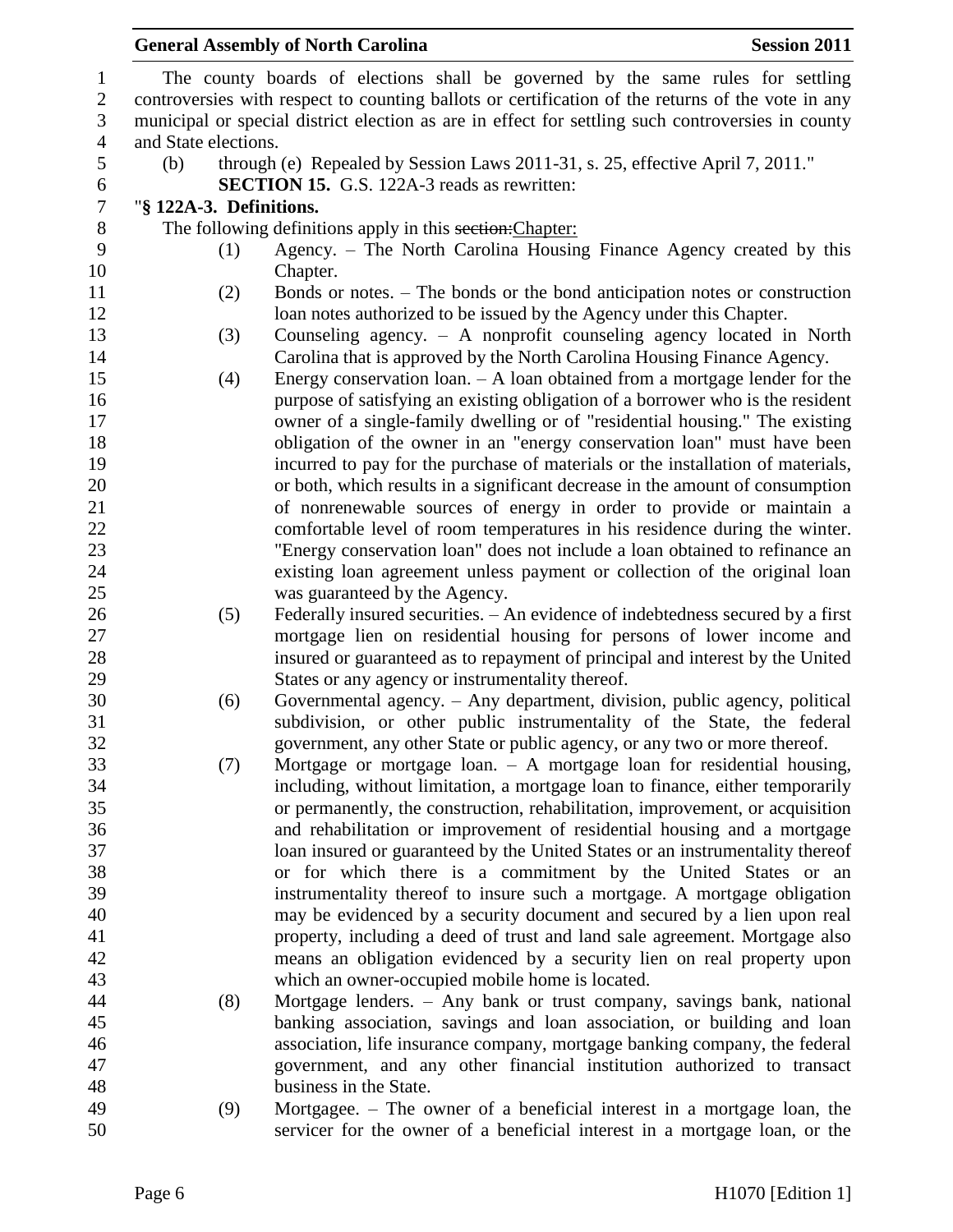The county boards of elections shall be governed by the same rules for settling controversies with respect to counting ballots or certification of the returns of the vote in any municipal or special district election as are in effect for settling such controversies in county and State elections.

(b) through (e) Repealed by Session Laws 2011-31, s. 25, effective April 7, 2011."

**SECTION 15.** G.S. 122A-3 reads as rewritten:

"**§ 122A-3. Definitions.**

The following definitions apply in this ~~section:~~Chapter:

(1) Agency. – The North Carolina Housing Finance Agency created by this Chapter.

(2) Bonds or notes. – The bonds or the bond anticipation notes or construction loan notes authorized to be issued by the Agency under this Chapter.

(3) Counseling agency. – A nonprofit counseling agency located in North Carolina that is approved by the North Carolina Housing Finance Agency.

(4) Energy conservation loan. – A loan obtained from a mortgage lender for the purpose of satisfying an existing obligation of a borrower who is the resident owner of a single-family dwelling or of "residential housing." The existing obligation of the owner in an "energy conservation loan" must have been incurred to pay for the purchase of materials or the installation of materials, or both, which results in a significant decrease in the amount of consumption of nonrenewable sources of energy in order to provide or maintain a comfortable level of room temperatures in his residence during the winter. "Energy conservation loan" does not include a loan obtained to refinance an existing loan agreement unless payment or collection of the original loan was guaranteed by the Agency.

(5) Federally insured securities. – An evidence of indebtedness secured by a first mortgage lien on residential housing for persons of lower income and insured or guaranteed as to repayment of principal and interest by the United States or any agency or instrumentality thereof.

(6) Governmental agency. – Any department, division, public agency, political subdivision, or other public instrumentality of the State, the federal government, any other State or public agency, or any two or more thereof.

(7) Mortgage or mortgage loan. – A mortgage loan for residential housing, including, without limitation, a mortgage loan to finance, either temporarily or permanently, the construction, rehabilitation, improvement, or acquisition and rehabilitation or improvement of residential housing and a mortgage loan insured or guaranteed by the United States or an instrumentality thereof or for which there is a commitment by the United States or an instrumentality thereof to insure such a mortgage. A mortgage obligation may be evidenced by a security document and secured by a lien upon real property, including a deed of trust and land sale agreement. Mortgage also means an obligation evidenced by a security lien on real property upon which an owner-occupied mobile home is located.

(8) Mortgage lenders. – Any bank or trust company, savings bank, national banking association, savings and loan association, or building and loan association, life insurance company, mortgage banking company, the federal government, and any other financial institution authorized to transact business in the State.

(9) Mortgagee. – The owner of a beneficial interest in a mortgage loan, the servicer for the owner of a beneficial interest in a mortgage loan, or the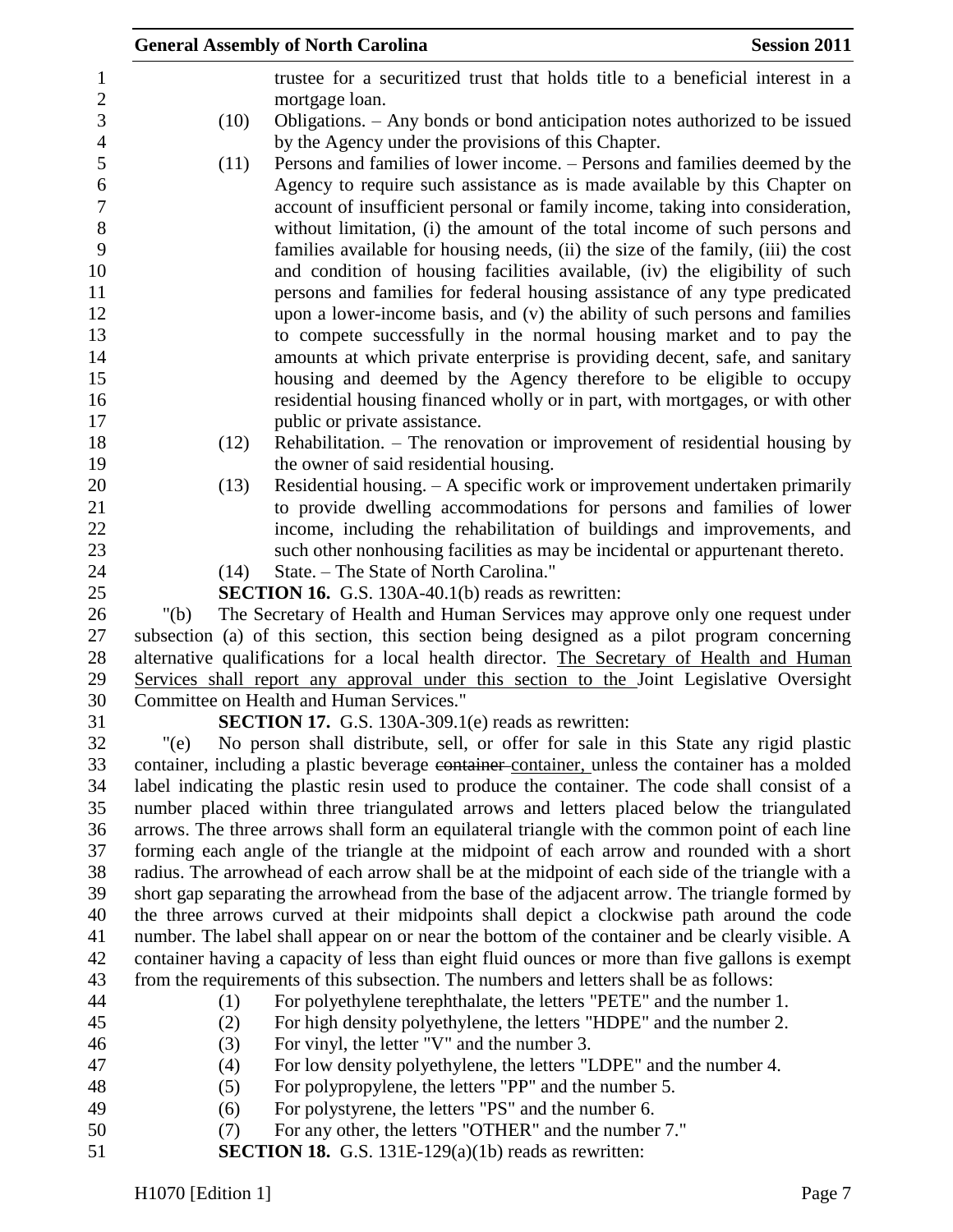trustee for a securitized trust that holds title to a beneficial interest in a mortgage loan.

(10) Obligations. – Any bonds or bond anticipation notes authorized to be issued by the Agency under the provisions of this Chapter.

(11) Persons and families of lower income. – Persons and families deemed by the Agency to require such assistance as is made available by this Chapter on account of insufficient personal or family income, taking into consideration, without limitation, (i) the amount of the total income of such persons and families available for housing needs, (ii) the size of the family, (iii) the cost and condition of housing facilities available, (iv) the eligibility of such persons and families for federal housing assistance of any type predicated upon a lower-income basis, and (v) the ability of such persons and families to compete successfully in the normal housing market and to pay the amounts at which private enterprise is providing decent, safe, and sanitary housing and deemed by the Agency therefore to be eligible to occupy residential housing financed wholly or in part, with mortgages, or with other public or private assistance.

(12) Rehabilitation. – The renovation or improvement of residential housing by the owner of said residential housing.

(13) Residential housing. – A specific work or improvement undertaken primarily to provide dwelling accommodations for persons and families of lower income, including the rehabilitation of buildings and improvements, and such other nonhousing facilities as may be incidental or appurtenant thereto.

(14) State. – The State of North Carolina."

**SECTION 16.** G.S. 130A-40.1(b) reads as rewritten:

"(b) The Secretary of Health and Human Services may approve only one request under subsection (a) of this section, this section being designed as a pilot program concerning alternative qualifications for a local health director. The Secretary of Health and Human Services shall report any approval under this section to the Joint Legislative Oversight Committee on Health and Human Services."

**SECTION 17.** G.S. 130A-309.1(e) reads as rewritten:

"(e) No person shall distribute, sell, or offer for sale in this State any rigid plastic container, including a plastic beverage ~~container~~ container, unless the container has a molded label indicating the plastic resin used to produce the container. The code shall consist of a number placed within three triangulated arrows and letters placed below the triangulated arrows. The three arrows shall form an equilateral triangle with the common point of each line forming each angle of the triangle at the midpoint of each arrow and rounded with a short radius. The arrowhead of each arrow shall be at the midpoint of each side of the triangle with a short gap separating the arrowhead from the base of the adjacent arrow. The triangle formed by the three arrows curved at their midpoints shall depict a clockwise path around the code number. The label shall appear on or near the bottom of the container and be clearly visible. A container having a capacity of less than eight fluid ounces or more than five gallons is exempt from the requirements of this subsection. The numbers and letters shall be as follows:

(1) For polyethylene terephthalate, the letters "PETE" and the number 1.

(2) For high density polyethylene, the letters "HDPE" and the number 2.

(3) For vinyl, the letter "V" and the number 3.

(4) For low density polyethylene, the letters "LDPE" and the number 4.

(5) For polypropylene, the letters "PP" and the number 5.

(6) For polystyrene, the letters "PS" and the number 6.

(7) For any other, the letters "OTHER" and the number 7."

**SECTION 18.** G.S. 131E-129(a)(1b) reads as rewritten: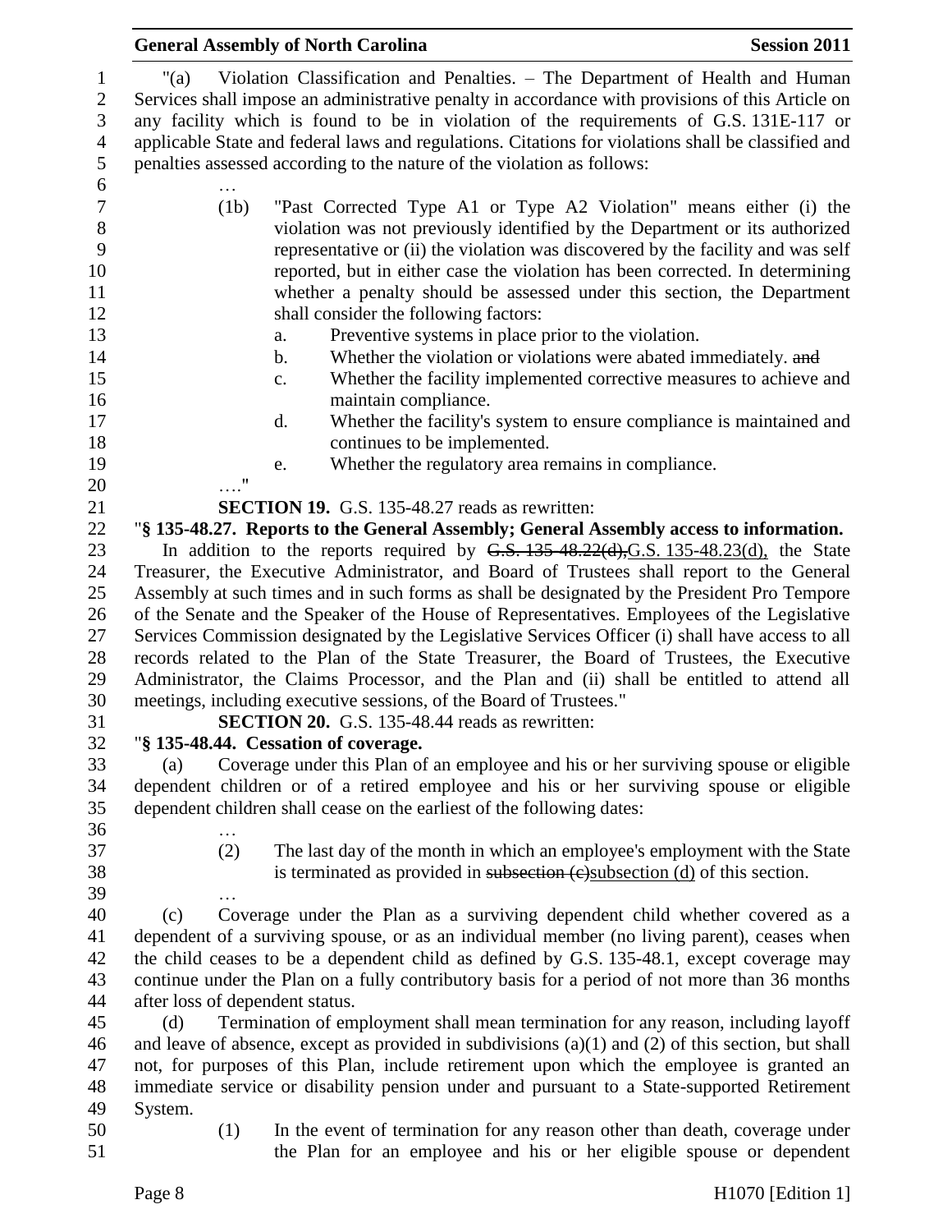"(a) Violation Classification and Penalties. – The Department of Health and Human Services shall impose an administrative penalty in accordance with provisions of this Article on any facility which is found to be in violation of the requirements of G.S. 131E-117 or applicable State and federal laws and regulations. Citations for violations shall be classified and penalties assessed according to the nature of the violation as follows:

…

(1b) "Past Corrected Type A1 or Type A2 Violation" means either (i) the violation was not previously identified by the Department or its authorized representative or (ii) the violation was discovered by the facility and was self reported, but in either case the violation has been corrected. In determining whether a penalty should be assessed under this section, the Department shall consider the following factors:

a. Preventive systems in place prior to the violation.
b. Whether the violation or violations were abated immediately. ~~and~~
c. Whether the facility implemented corrective measures to achieve and maintain compliance.
d. Whether the facility's system to ensure compliance is maintained and continues to be implemented.
e. Whether the regulatory area remains in compliance.

…."

**SECTION 19.** G.S. 135-48.27 reads as rewritten:

"**§ 135-48.27. Reports to the General Assembly; General Assembly access to information.**

In addition to the reports required by ~~G.S. 135-48.22(d),~~G.S. 135-48.23(d), the State Treasurer, the Executive Administrator, and Board of Trustees shall report to the General Assembly at such times and in such forms as shall be designated by the President Pro Tempore of the Senate and the Speaker of the House of Representatives. Employees of the Legislative Services Commission designated by the Legislative Services Officer (i) shall have access to all records related to the Plan of the State Treasurer, the Board of Trustees, the Executive Administrator, the Claims Processor, and the Plan and (ii) shall be entitled to attend all meetings, including executive sessions, of the Board of Trustees."

**SECTION 20.** G.S. 135-48.44 reads as rewritten:

"**§ 135-48.44. Cessation of coverage.**

(a) Coverage under this Plan of an employee and his or her surviving spouse or eligible dependent children or of a retired employee and his or her surviving spouse or eligible dependent children shall cease on the earliest of the following dates:

…

(2) The last day of the month in which an employee's employment with the State is terminated as provided in ~~subsection (c)~~subsection (d) of this section.

…

(c) Coverage under the Plan as a surviving dependent child whether covered as a dependent of a surviving spouse, or as an individual member (no living parent), ceases when the child ceases to be a dependent child as defined by G.S. 135-48.1, except coverage may continue under the Plan on a fully contributory basis for a period of not more than 36 months after loss of dependent status.

(d) Termination of employment shall mean termination for any reason, including layoff and leave of absence, except as provided in subdivisions (a)(1) and (2) of this section, but shall not, for purposes of this Plan, include retirement upon which the employee is granted an immediate service or disability pension under and pursuant to a State-supported Retirement System.

(1) In the event of termination for any reason other than death, coverage under the Plan for an employee and his or her eligible spouse or dependent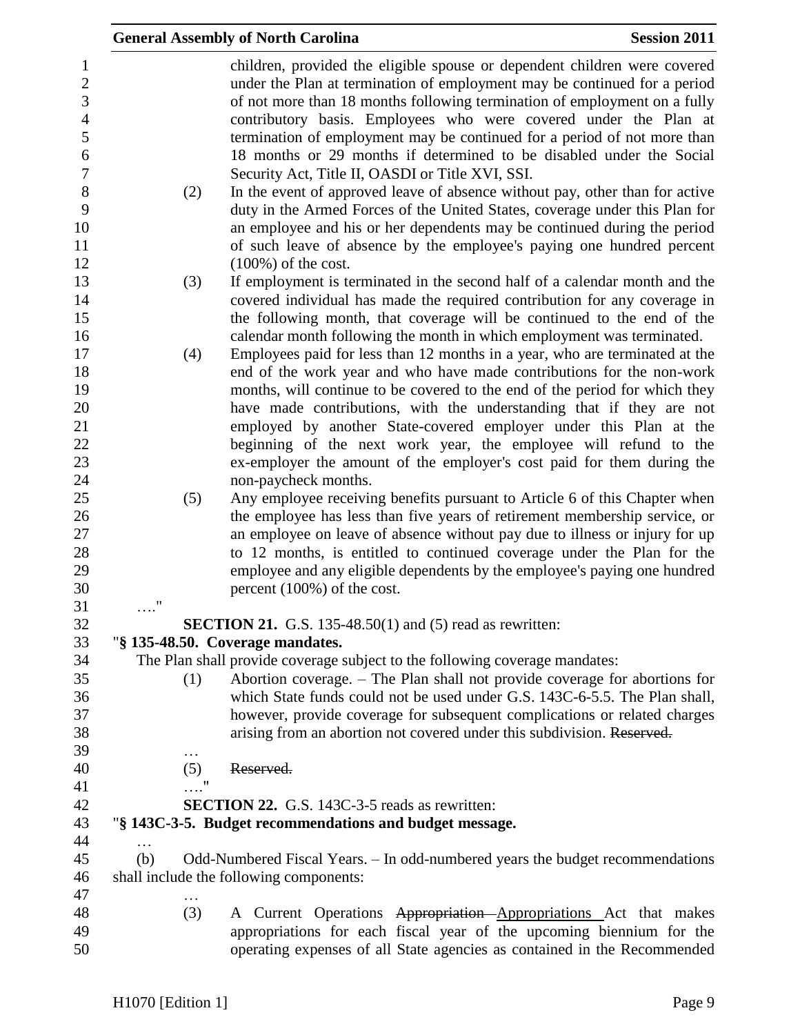children, provided the eligible spouse or dependent children were covered under the Plan at termination of employment may be continued for a period of not more than 18 months following termination of employment on a fully contributory basis. Employees who were covered under the Plan at termination of employment may be continued for a period of not more than 18 months or 29 months if determined to be disabled under the Social Security Act, Title II, OASDI or Title XVI, SSI.

(2) In the event of approved leave of absence without pay, other than for active duty in the Armed Forces of the United States, coverage under this Plan for an employee and his or her dependents may be continued during the period of such leave of absence by the employee's paying one hundred percent (100%) of the cost.

(3) If employment is terminated in the second half of a calendar month and the covered individual has made the required contribution for any coverage in the following month, that coverage will be continued to the end of the calendar month following the month in which employment was terminated.

(4) Employees paid for less than 12 months in a year, who are terminated at the end of the work year and who have made contributions for the non-work months, will continue to be covered to the end of the period for which they have made contributions, with the understanding that if they are not employed by another State-covered employer under this Plan at the beginning of the next work year, the employee will refund to the ex-employer the amount of the employer's cost paid for them during the non-paycheck months.

(5) Any employee receiving benefits pursuant to Article 6 of this Chapter when the employee has less than five years of retirement membership service, or an employee on leave of absence without pay due to illness or injury for up to 12 months, is entitled to continued coverage under the Plan for the employee and any eligible dependents by the employee's paying one hundred percent (100%) of the cost.

…."

**SECTION 21.** G.S. 135-48.50(1) and (5) read as rewritten:

"**§ 135-48.50. Coverage mandates.**

The Plan shall provide coverage subject to the following coverage mandates:

(1) Abortion coverage. – The Plan shall not provide coverage for abortions for which State funds could not be used under G.S. 143C-6-5.5. The Plan shall, however, provide coverage for subsequent complications or related charges arising from an abortion not covered under this subdivision. ~~Reserved.~~

…

(5) ~~Reserved.~~

…."

**SECTION 22.** G.S. 143C-3-5 reads as rewritten:

"**§ 143C-3-5. Budget recommendations and budget message.**

…

(b) Odd-Numbered Fiscal Years. – In odd-numbered years the budget recommendations shall include the following components:

…

(3) A Current Operations ~~Appropriation~~ Appropriations Act that makes appropriations for each fiscal year of the upcoming biennium for the operating expenses of all State agencies as contained in the Recommended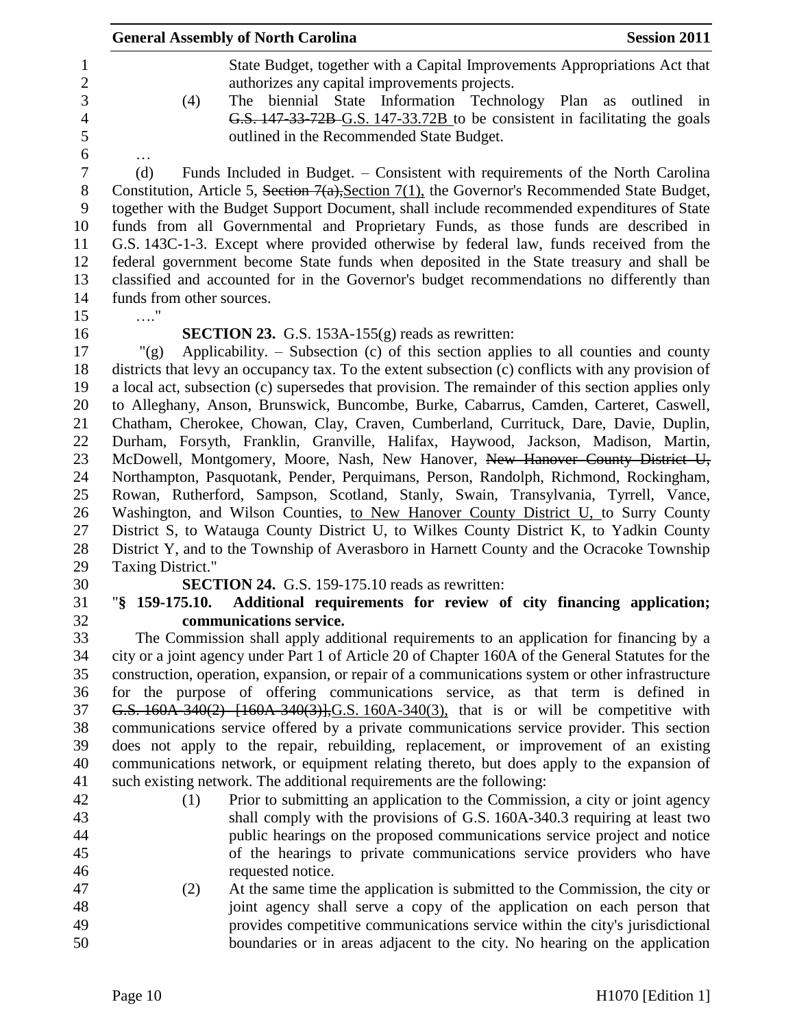State Budget, together with a Capital Improvements Appropriations Act that authorizes any capital improvements projects.

(4) The biennial State Information Technology Plan as outlined in ~~G.S. 147-33-72B~~ G.S. 147-33.72B to be consistent in facilitating the goals outlined in the Recommended State Budget.

…

(d) Funds Included in Budget. – Consistent with requirements of the North Carolina Constitution, Article 5, ~~Section 7(a),~~ Section 7(1), the Governor's Recommended State Budget, together with the Budget Support Document, shall include recommended expenditures of State funds from all Governmental and Proprietary Funds, as those funds are described in G.S. 143C-1-3. Except where provided otherwise by federal law, funds received from the federal government become State funds when deposited in the State treasury and shall be classified and accounted for in the Governor's budget recommendations no differently than funds from other sources.

…."

**SECTION 23.** G.S. 153A-155(g) reads as rewritten:

"(g) Applicability. – Subsection (c) of this section applies to all counties and county districts that levy an occupancy tax. To the extent subsection (c) conflicts with any provision of a local act, subsection (c) supersedes that provision. The remainder of this section applies only to Alleghany, Anson, Brunswick, Buncombe, Burke, Cabarrus, Camden, Carteret, Caswell, Chatham, Cherokee, Chowan, Clay, Craven, Cumberland, Currituck, Dare, Davie, Duplin, Durham, Forsyth, Franklin, Granville, Halifax, Haywood, Jackson, Madison, Martin, McDowell, Montgomery, Moore, Nash, New Hanover, ~~New Hanover County District U,~~ Northampton, Pasquotank, Pender, Perquimans, Person, Randolph, Richmond, Rockingham, Rowan, Rutherford, Sampson, Scotland, Stanly, Swain, Transylvania, Tyrrell, Vance, Washington, and Wilson Counties, <u>to New Hanover County District U,</u> to Surry County District S, to Watauga County District U, to Wilkes County District K, to Yadkin County District Y, and to the Township of Averasboro in Harnett County and the Ocracoke Township Taxing District."

**SECTION 24.** G.S. 159-175.10 reads as rewritten:

"**§ 159-175.10. Additional requirements for review of city financing application; communications service.**

The Commission shall apply additional requirements to an application for financing by a city or a joint agency under Part 1 of Article 20 of Chapter 160A of the General Statutes for the construction, operation, expansion, or repair of a communications system or other infrastructure for the purpose of offering communications service, as that term is defined in ~~G.S. 160A-340(2) [160A-340(3)],~~ G.S. 160A-340(3), that is or will be competitive with communications service offered by a private communications service provider. This section does not apply to the repair, rebuilding, replacement, or improvement of an existing communications network, or equipment relating thereto, but does apply to the expansion of such existing network. The additional requirements are the following:

(1) Prior to submitting an application to the Commission, a city or joint agency shall comply with the provisions of G.S. 160A-340.3 requiring at least two public hearings on the proposed communications service project and notice of the hearings to private communications service providers who have requested notice.

(2) At the same time the application is submitted to the Commission, the city or joint agency shall serve a copy of the application on each person that provides competitive communications service within the city's jurisdictional boundaries or in areas adjacent to the city. No hearing on the application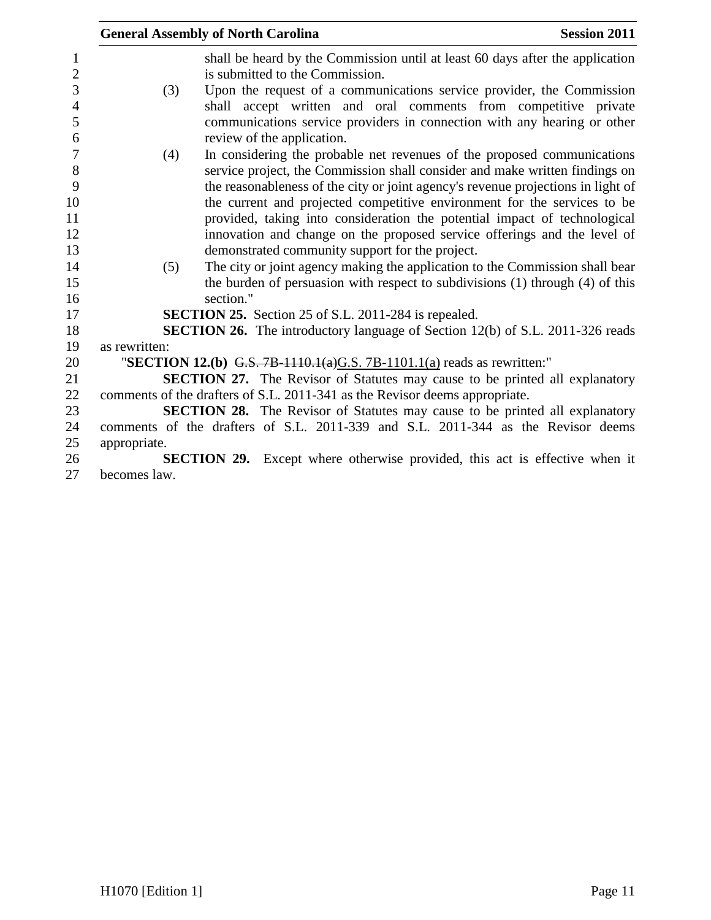shall be heard by the Commission until at least 60 days after the application is submitted to the Commission.

(3) Upon the request of a communications service provider, the Commission shall accept written and oral comments from competitive private communications service providers in connection with any hearing or other review of the application.

(4) In considering the probable net revenues of the proposed communications service project, the Commission shall consider and make written findings on the reasonableness of the city or joint agency's revenue projections in light of the current and projected competitive environment for the services to be provided, taking into consideration the potential impact of technological innovation and change on the proposed service offerings and the level of demonstrated community support for the project.

(5) The city or joint agency making the application to the Commission shall bear the burden of persuasion with respect to subdivisions (1) through (4) of this section."

**SECTION 25.** Section 25 of S.L. 2011-284 is repealed.

**SECTION 26.** The introductory language of Section 12(b) of S.L. 2011-326 reads as rewritten:

"**SECTION 12.(b)** ~~G.S. 7B-1110.1(a)~~G.S. 7B-1101.1(a) reads as rewritten:"

**SECTION 27.** The Revisor of Statutes may cause to be printed all explanatory comments of the drafters of S.L. 2011-341 as the Revisor deems appropriate.

**SECTION 28.** The Revisor of Statutes may cause to be printed all explanatory comments of the drafters of S.L. 2011-339 and S.L. 2011-344 as the Revisor deems appropriate.

**SECTION 29.** Except where otherwise provided, this act is effective when it becomes law.